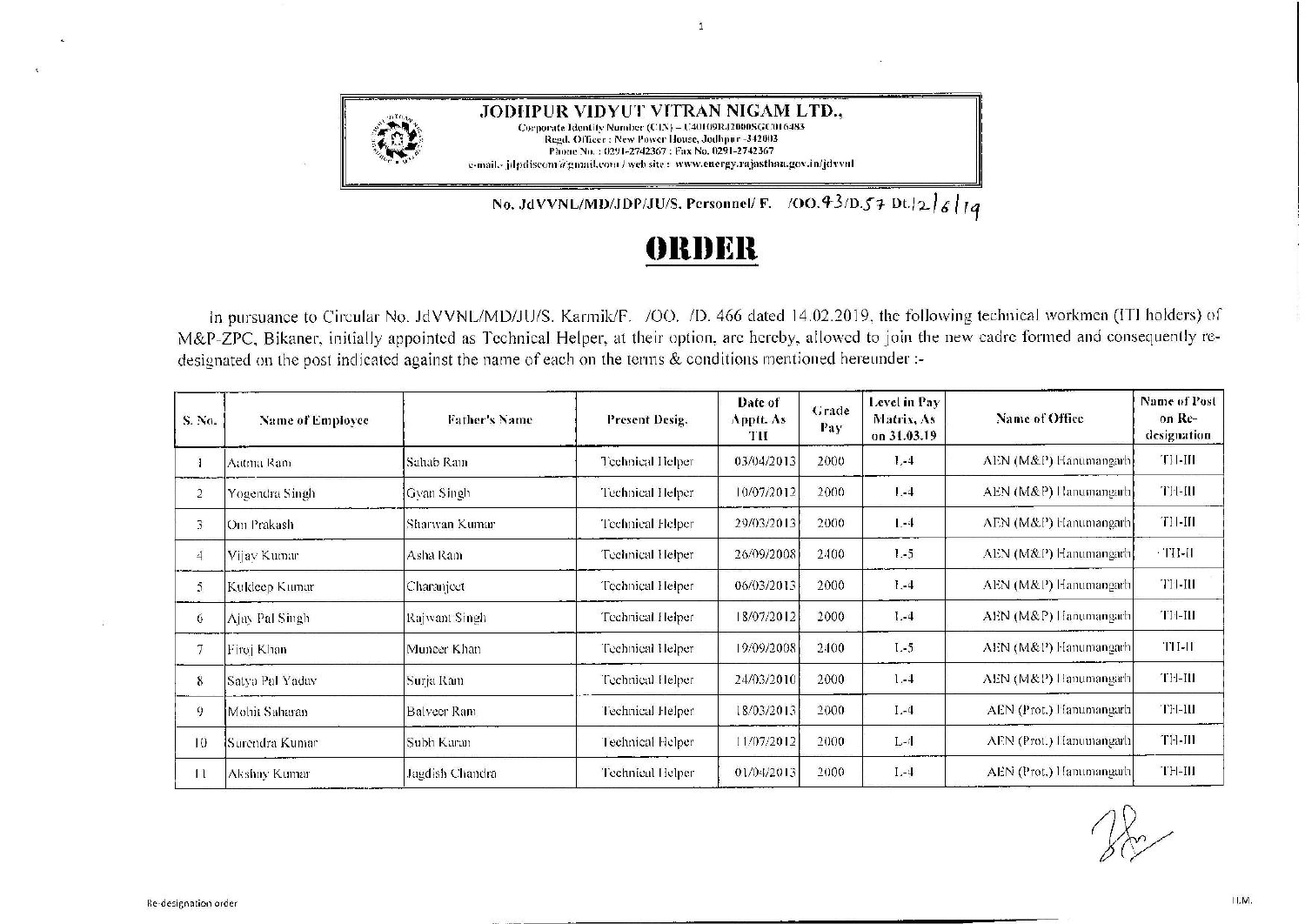**JODHPUR VIDYUT VITRAN NIGAM LTD.,**
Corporate Identity Number (CIN) – U40109RJ2000SGC016483
Regd. Office : New Power House, Jodhpur -342003
Phone No. : 0291-2742367 ; Fax No. 0291-2742367
e-mail:- jdpdiscom@gmail.com / web site : www.energy.rajasthan.gov.in/jdvvnl

No. JdVVNL/MD/JDP/JU/S. Personnel/ F. /OO.43/D.57 Dt.12/6/19

# ORDER

In pursuance to Circular No. JdVVNL/MD/JU/S. Karmik/F. /OO. /D. 466 dated 14.02.2019, the following technical workmen (ITI holders) of M&P-ZPC, Bikaner, initially appointed as Technical Helper, at their option, are hereby, allowed to join the new cadre formed and consequently re-designated on the post indicated against the name of each on the terms & conditions mentioned hereunder :-

| S. No. | Name of Employee | Father's Name | Present Desig. | Date of Apptt. As TH | Grade Pay | Level in Pay Matrix, As on 31.03.19 | Name of Office | Name of Post on Re-designation |
|---|---|---|---|---|---|---|---|---|
| 1 | Aatma Ram | Sahab Ram | Technical Helper | 03/04/2013 | 2000 | L-4 | AEN (M&P) Hanumangarh | TH-III |
| 2 | Yogendra Singh | Gyan Singh | Technical Helper | 10/07/2012 | 2000 | L-4 | AEN (M&P) Hanumangarh | TH-III |
| 3 | Om Prakash | Sharwan Kumar | Technical Helper | 29/03/2013 | 2000 | L-4 | AEN (M&P) Hanumangarh | TH-III |
| 4 | Vijay Kumar | Asha Ram | Technical Helper | 26/09/2008 | 2400 | L-5 | AEN (M&P) Hanumangarh | TH-II |
| 5 | Kuldeep Kumar | Charanjeet | Technical Helper | 06/03/2013 | 2000 | L-4 | AEN (M&P) Hanumangarh | TH-III |
| 6 | Ajay Pal Singh | Rajwant Singh | Technical Helper | 18/07/2012 | 2000 | L-4 | AEN (M&P) Hanumangarh | TH-III |
| 7 | Firoj Khan | Muneer Khan | Technical Helper | 19/09/2008 | 2400 | L-5 | AEN (M&P) Hanumangarh | TH-II |
| 8 | Satya Pal Yadav | Surja Ram | Technical Helper | 24/03/2010 | 2000 | L-4 | AEN (M&P) Hanumangarh | TH-III |
| 9 | Mohit Saharan | Balveer Ram | Technical Helper | 18/03/2013 | 2000 | L-4 | AEN (Prot.) Hanumangarh | TH-III |
| 10 | Surendra Kumar | Subh Karan | Technical Helper | 11/07/2012 | 2000 | L-4 | AEN (Prot.) Hanumangarh | TH-III |
| 11 | Akshay Kumar | Jagdish Chandra | Technical Helper | 01/04/2013 | 2000 | L-4 | AEN (Prot.) Hanumangarh | TH-III |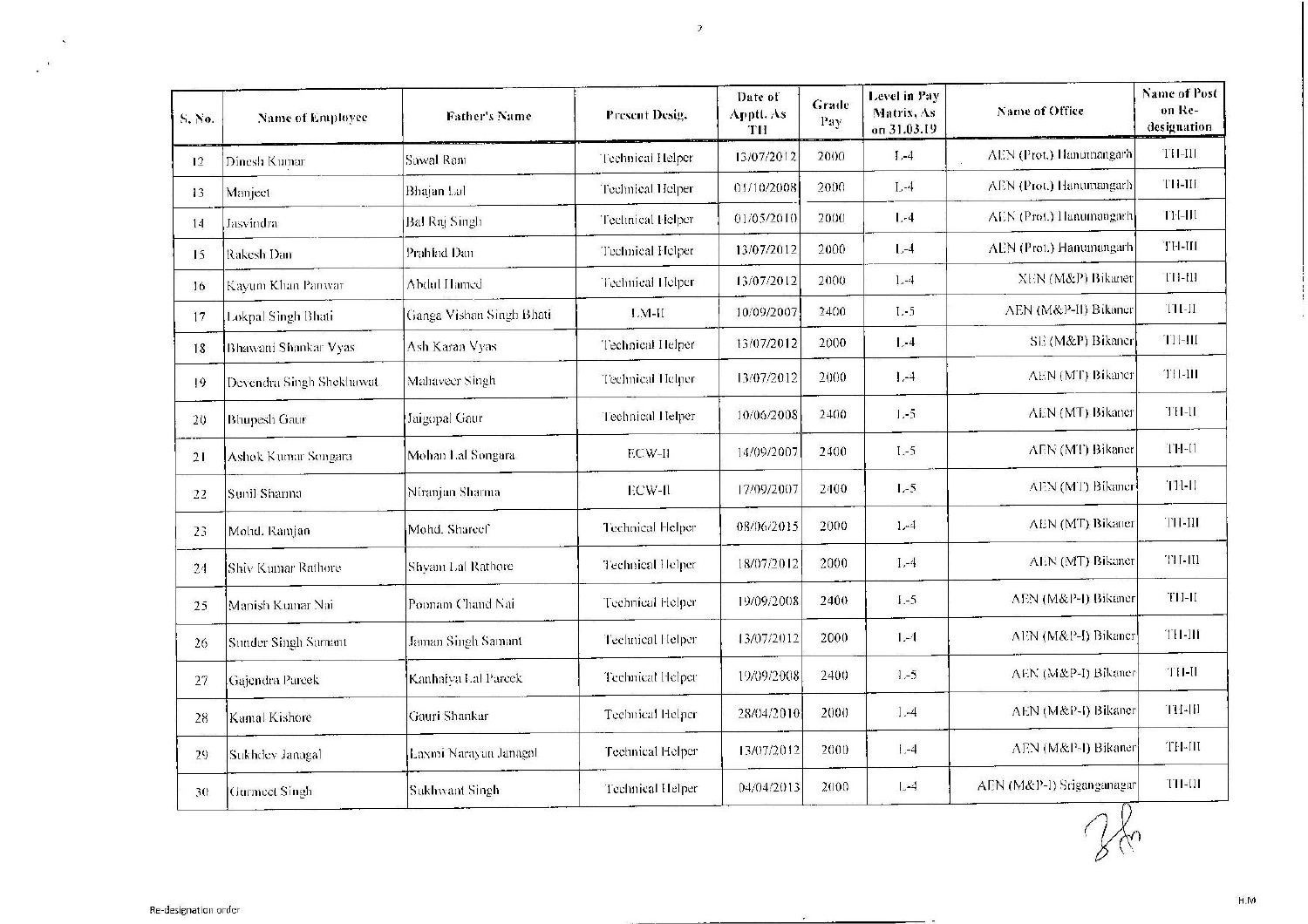| S. No. | Name of Employee | Father's Name | Present Desig. | Date of Apptt. As TH | Grade Pay | Level in Pay Matrix, As on 31.03.19 | Name of Office | Name of Post on Re-designation |
|---|---|---|---|---|---|---|---|---|
| 12 | Dinesh Kumar | Sawal Ram | Technical Helper | 13/07/2012 | 2000 | L-4 | AEN (Prot.) Hanumangarh | TH-III |
| 13 | Manjeet | Bhajan Lal | Technical Helper | 01/10/2008 | 2000 | L-4 | AEN (Prot.) Hanumangarh | TH-III |
| 14 | Jasvindra | Bal Raj Singh | Technical Helper | 01/05/2010 | 2000 | L-4 | AEN (Prot.) Hanumangarh | TH-III |
| 15 | Rakesh Dan | Prahlad Dan | Technical Helper | 13/07/2012 | 2000 | L-4 | AEN (Prot.) Hanumangarh | TH-III |
| 16 | Kayum Khan Panwar | Abdul Hamed | Technical Helper | 13/07/2012 | 2000 | L-4 | XEN (M&P) Bikaner | TH-III |
| 17 | Lokpal Singh Bhati | Ganga Vishan Singh Bhati | LM-II | 10/09/2007 | 2400 | L-5 | AEN (M&P-II) Bikaner | TH-II |
| 18 | Bhawani Shankar Vyas | Ash Karan Vyas | Technical Helper | 13/07/2012 | 2000 | L-4 | SE (M&P) Bikaner | TH-III |
| 19 | Devendra Singh Shekhawat | Mahaveer Singh | Technical Helper | 13/07/2012 | 2000 | L-4 | AEN (MT) Bikaner | TH-III |
| 20 | Bhupesh Gaur | Jaigopal Gaur | Technical Helper | 10/06/2008 | 2400 | L-5 | AEN (MT) Bikaner | TH-II |
| 21 | Ashok Kumar Songara | Mohan Lal Songara | ECW-II | 14/09/2007 | 2400 | L-5 | AEN (MT) Bikaner | TH-II |
| 22 | Sunil Sharma | Niranjan Sharma | ECW-II | 17/09/2007 | 2400 | L-5 | AEN (MT) Bikaner | TH-II |
| 23 | Mohd. Ramjan | Mohd. Shareef | Technical Helper | 08/06/2015 | 2000 | L-4 | AEN (MT) Bikaner | TH-III |
| 24 | Shiv Kumar Rathore | Shyam Lal Rathore | Technical Helper | 18/07/2012 | 2000 | L-4 | AEN (MT) Bikaner | TH-III |
| 25 | Manish Kumar Nai | Poonam Chand Nai | Technical Helper | 19/09/2008 | 2400 | L-5 | AEN (M&P-I) Bikaner | TH-II |
| 26 | Sunder Singh Samant | Jaman Singh Samant | Technical Helper | 13/07/2012 | 2000 | L-4 | AEN (M&P-I) Bikaner | TH-III |
| 27 | Gajendra Pareek | Kanhaiya Lal Pareek | Technical Helper | 19/09/2008 | 2400 | L-5 | AEN (M&P-I) Bikaner | TH-II |
| 28 | Kamal Kishore | Gouri Shankar | Technical Helper | 28/04/2010 | 2000 | L-4 | AEN (M&P-I) Bikaner | TH-III |
| 29 | Sukhdev Janagal | Laxmi Narayan Janagal | Technical Helper | 13/07/2012 | 2000 | L-4 | AEN (M&P-I) Bikaner | TH-III |
| 30 | Gurmeet Singh | Sukhwant Singh | Technical Helper | 04/04/2013 | 2000 | L-4 | AEN (M&P-I) Sriganganagar | TH-III |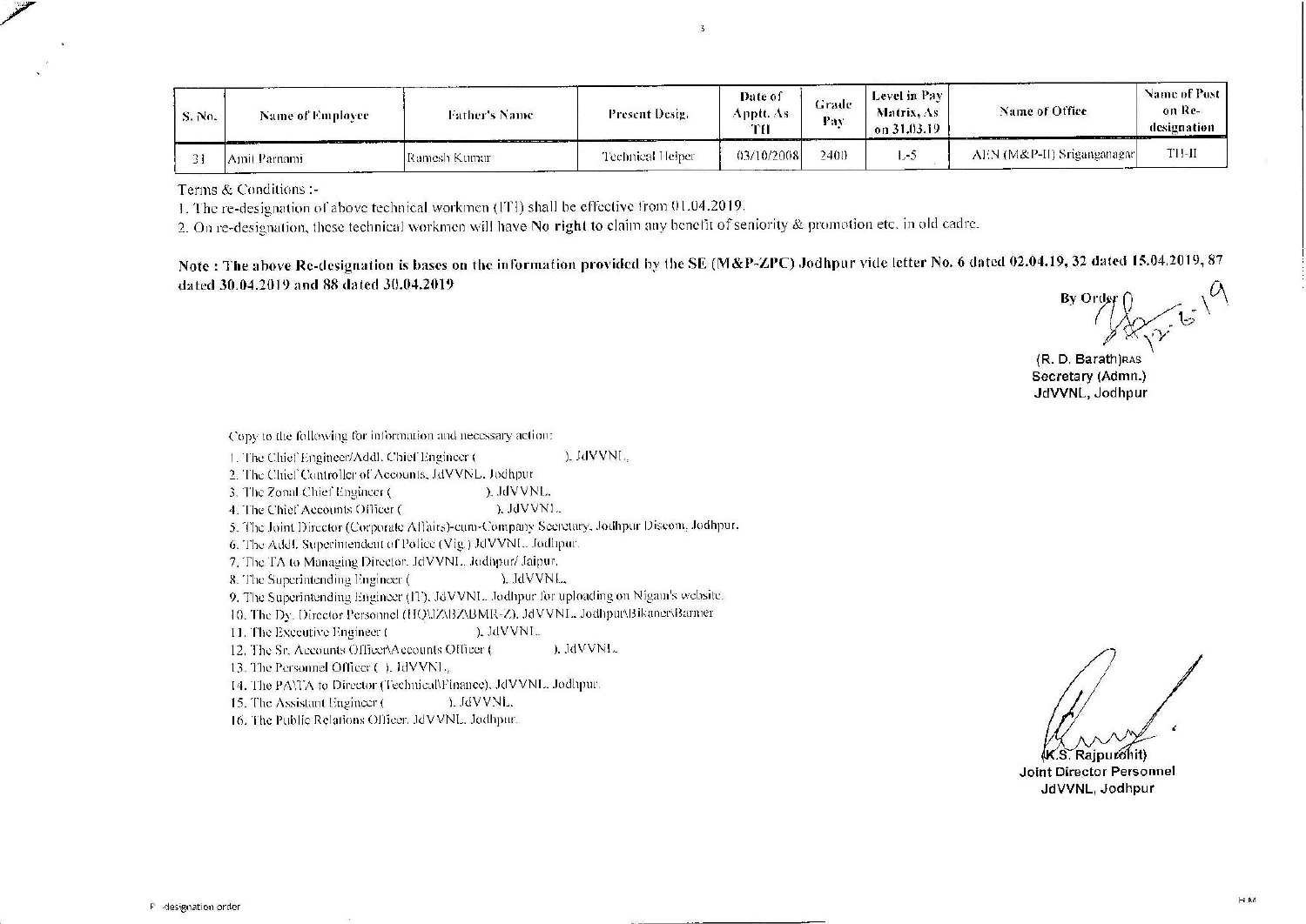| S. No. | Name of Employee | Father's Name | Present Desig. | Date of Apptt. As TH | Grade Pay | Level in Pay Matrix, As on 31.03.19 | Name of Office | Name of Post on Re-designation |
|---|---|---|---|---|---|---|---|---|
| 31 | Amit Parnami | Ramesh Kumar | Technical Helper | 03/10/2008 | 2400 | L-5 | AEN (M&P-II) Sriganganagar | TH-II |

Terms & Conditions :-

1. The re-designation of above technical workmen (TT) shall be effective from 01.04.2019.
2. On re-designation, these technical workmen will have **No right** to claim any benefit of seniority & promotion etc. in old cadre.

**Note : The above Re-designation is bases on the information provided by the SE (M&P-ZPC) Jodhpur vide letter No. 6 dated 02.04.19, 32 dated 15.04.2019, 87 dated 30.04.2019 and 88 dated 30.04.2019**

By Order
12-6-19

(R. D. Barath)RAS
Secretary (Admn.)
JdVVNL, Jodhpur

Copy to the following for information and necessary action:

1. The Chief Engineer/Addl. Chief Engineer (                ), JdVVNL.
2. The Chief Controller of Accounts, JdVVNL, Jodhpur
3. The Zonal Chief Engineer (                ), JdVVNL.
4. The Chief Accounts Officer (                ), JdVVNL.
5. The Joint Director (Corporate Affairs)-cum-Company Secretary, Jodhpur Discom, Jodhpur.
6. The Addl. Superintendent of Police (Vig.) JdVVNL, Jodhpur.
7. The TA to Managing Director, JdVVNL, Jodhpur/ Jaipur.
8. The Superintending Engineer (                ), JdVVNL.
9. The Superintending Engineer (IT), JdVVNL, Jodhpur for uploading on Nigam's website.
10. The Dy. Director Personnel (HQ\JZ\BZ\BMR-Z), JdVVNL, Jodhpur\Bikaner\Barmer
11. The Executive Engineer (                ), JdVVNL.
12. The Sr. Accounts Officer\Accounts Officer (                ), JdVVNL.
13. The Personnel Officer ( ), JdVVNL.
14. The PA\TA to Director (Technical\Finance), JdVVNL, Jodhpur.
15. The Assistant Engineer (                ), JdVVNL.
16. The Public Relations Officer, JdVVNL, Jodhpur.

(K.S. Rajpurohit)
Joint Director Personnel
JdVVNL, Jodhpur